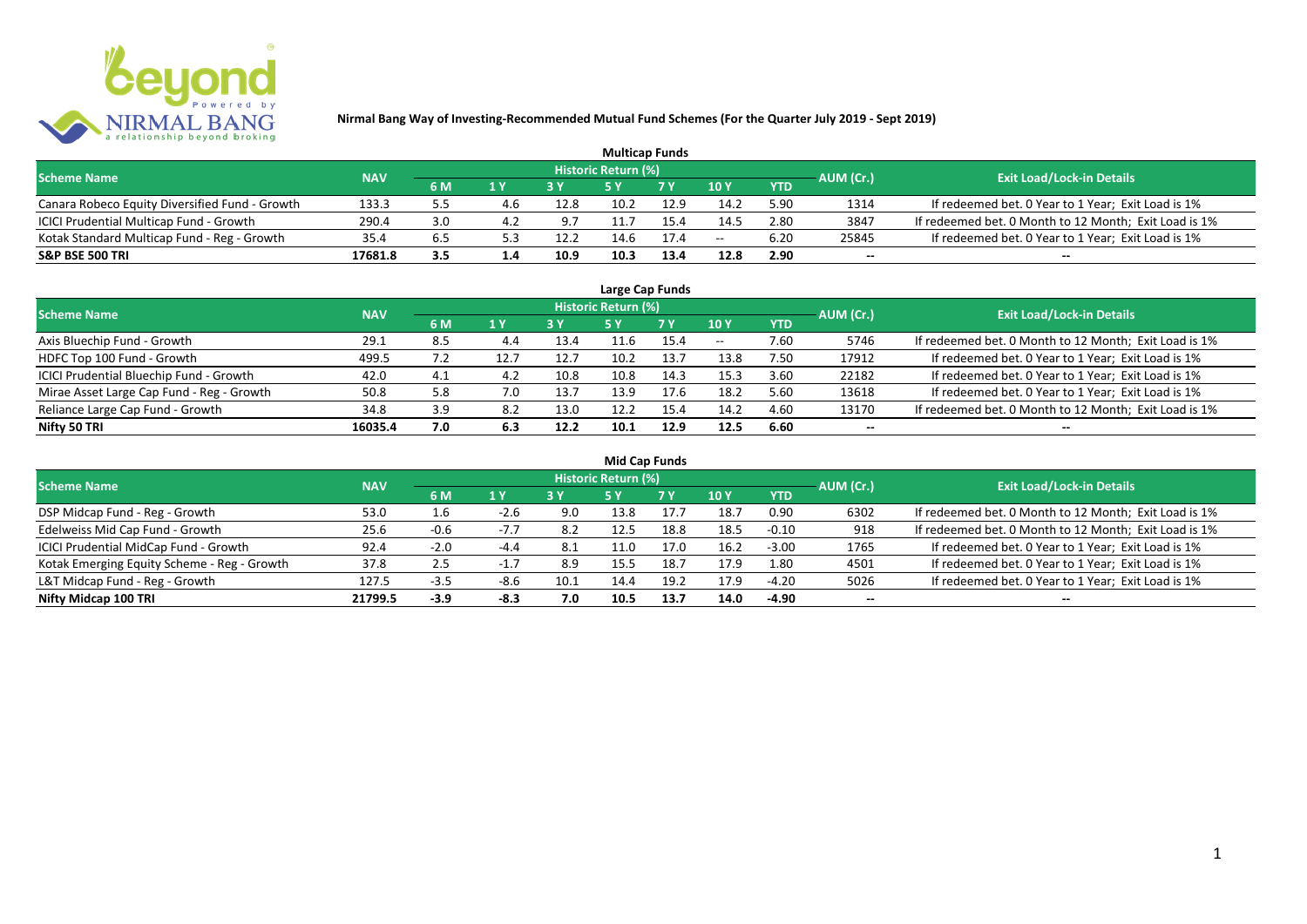# Nirmal Bang Way of Investing-Recommended Mutual Fund Schemes (For the Quarter July 2019 - Sept 2019)

## Multicap Funds

| Scheme Name | NAV | Historic Return (%) | | | | | | | AUM (Cr.) | Exit Load/Lock-in Details |
|---|---|---|---|---|---|---|---|---|---|---|
| | | 6 M | 1 Y | 3 Y | 5 Y | 7 Y | 10 Y | YTD | | |
| Canara Robeco Equity Diversified Fund - Growth | 133.3 | 5.5 | 4.6 | 12.8 | 10.2 | 12.9 | 14.2 | 5.90 | 1314 | If redeemed bet. 0 Year to 1 Year; Exit Load is 1% |
| ICICI Prudential Multicap Fund - Growth | 290.4 | 3.0 | 4.2 | 9.7 | 11.7 | 15.4 | 14.5 | 2.80 | 3847 | If redeemed bet. 0 Month to 12 Month; Exit Load is 1% |
| Kotak Standard Multicap Fund - Reg - Growth | 35.4 | 6.5 | 5.3 | 12.2 | 14.6 | 17.4 | -- | 6.20 | 25845 | If redeemed bet. 0 Year to 1 Year; Exit Load is 1% |
| **S&P BSE 500 TRI** | **17681.8** | **3.5** | **1.4** | **10.9** | **10.3** | **13.4** | **12.8** | **2.90** | **--** | **--** |

## Large Cap Funds

| Scheme Name | NAV | Historic Return (%) | | | | | | | AUM (Cr.) | Exit Load/Lock-in Details |
|---|---|---|---|---|---|---|---|---|---|---|
| | | 6 M | 1 Y | 3 Y | 5 Y | 7 Y | 10 Y | YTD | | |
| Axis Bluechip Fund - Growth | 29.1 | 8.5 | 4.4 | 13.4 | 11.6 | 15.4 | -- | 7.60 | 5746 | If redeemed bet. 0 Month to 12 Month; Exit Load is 1% |
| HDFC Top 100 Fund - Growth | 499.5 | 7.2 | 12.7 | 12.7 | 10.2 | 13.7 | 13.8 | 7.50 | 17912 | If redeemed bet. 0 Year to 1 Year; Exit Load is 1% |
| ICICI Prudential Bluechip Fund - Growth | 42.0 | 4.1 | 4.2 | 10.8 | 10.8 | 14.3 | 15.3 | 3.60 | 22182 | If redeemed bet. 0 Year to 1 Year; Exit Load is 1% |
| Mirae Asset Large Cap Fund - Reg - Growth | 50.8 | 5.8 | 7.0 | 13.7 | 13.9 | 17.6 | 18.2 | 5.60 | 13618 | If redeemed bet. 0 Year to 1 Year; Exit Load is 1% |
| Reliance Large Cap Fund - Growth | 34.8 | 3.9 | 8.2 | 13.0 | 12.2 | 15.4 | 14.2 | 4.60 | 13170 | If redeemed bet. 0 Month to 12 Month; Exit Load is 1% |
| **Nifty 50 TRI** | **16035.4** | **7.0** | **6.3** | **12.2** | **10.1** | **12.9** | **12.5** | **6.60** | **--** | **--** |

## Mid Cap Funds

| Scheme Name | NAV | Historic Return (%) | | | | | | | AUM (Cr.) | Exit Load/Lock-in Details |
|---|---|---|---|---|---|---|---|---|---|---|
| | | 6 M | 1 Y | 3 Y | 5 Y | 7 Y | 10 Y | YTD | | |
| DSP Midcap Fund - Reg - Growth | 53.0 | 1.6 | -2.6 | 9.0 | 13.8 | 17.7 | 18.7 | 0.90 | 6302 | If redeemed bet. 0 Month to 12 Month; Exit Load is 1% |
| Edelweiss Mid Cap Fund - Growth | 25.6 | -0.6 | -7.7 | 8.2 | 12.5 | 18.8 | 18.5 | -0.10 | 918 | If redeemed bet. 0 Month to 12 Month; Exit Load is 1% |
| ICICI Prudential MidCap Fund - Growth | 92.4 | -2.0 | -4.4 | 8.1 | 11.0 | 17.0 | 16.2 | -3.00 | 1765 | If redeemed bet. 0 Year to 1 Year; Exit Load is 1% |
| Kotak Emerging Equity Scheme - Reg - Growth | 37.8 | 2.5 | -1.7 | 8.9 | 15.5 | 18.7 | 17.9 | 1.80 | 4501 | If redeemed bet. 0 Year to 1 Year; Exit Load is 1% |
| L&T Midcap Fund - Reg - Growth | 127.5 | -3.5 | -8.6 | 10.1 | 14.4 | 19.2 | 17.9 | -4.20 | 5026 | If redeemed bet. 0 Year to 1 Year; Exit Load is 1% |
| **Nifty Midcap 100 TRI** | **21799.5** | **-3.9** | **-8.3** | **7.0** | **10.5** | **13.7** | **14.0** | **-4.90** | **--** | **--** |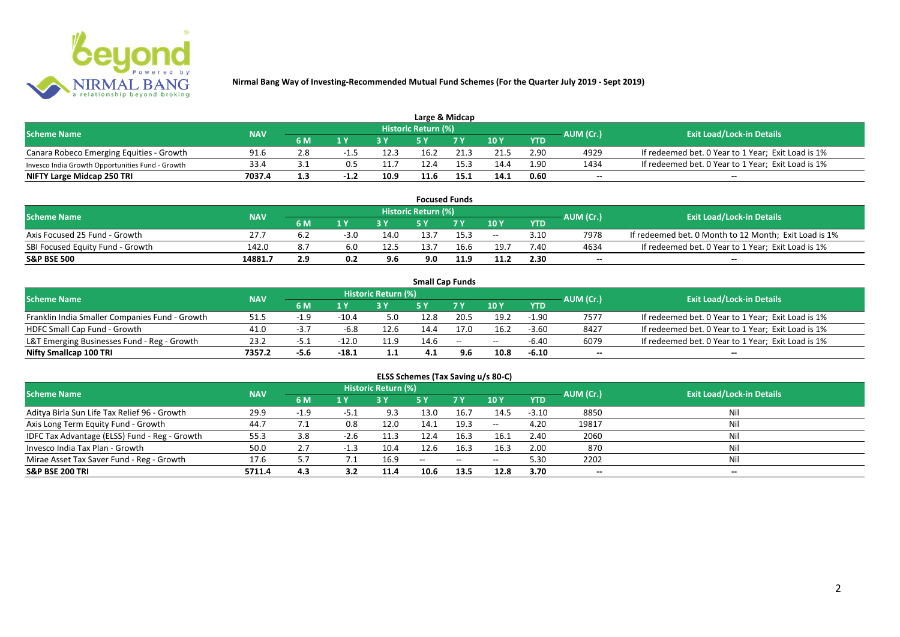# Nirmal Bang Way of Investing-Recommended Mutual Fund Schemes (For the Quarter July 2019 - Sept 2019)

## Large & Midcap

| Scheme Name | NAV | Historic Return (%) | | | | | | | AUM (Cr.) | Exit Load/Lock-in Details |
|---|---|---|---|---|---|---|---|---|---|---|
| | | 6 M | 1 Y | 3 Y | 5 Y | 7 Y | 10 Y | YTD | | |
| Canara Robeco Emerging Equities - Growth | 91.6 | 2.8 | -1.5 | 12.3 | 16.2 | 21.3 | 21.5 | 2.90 | 4929 | If redeemed bet. 0 Year to 1 Year; Exit Load is 1% |
| Invesco India Growth Opportunities Fund - Growth | 33.4 | 3.1 | 0.5 | 11.7 | 12.4 | 15.3 | 14.4 | 1.90 | 1434 | If redeemed bet. 0 Year to 1 Year; Exit Load is 1% |
| **NIFTY Large Midcap 250 TRI** | **7037.4** | **1.3** | **-1.2** | **10.9** | **11.6** | **15.1** | **14.1** | **0.60** | -- | -- |

## Focused Funds

| Scheme Name | NAV | Historic Return (%) | | | | | | | AUM (Cr.) | Exit Load/Lock-in Details |
|---|---|---|---|---|---|---|---|---|---|---|
| | | 6 M | 1 Y | 3 Y | 5 Y | 7 Y | 10 Y | YTD | | |
| Axis Focused 25 Fund - Growth | 27.7 | 6.2 | -3.0 | 14.0 | 13.7 | 15.3 | -- | 3.10 | 7978 | If redeemed bet. 0 Month to 12 Month; Exit Load is 1% |
| SBI Focused Equity Fund - Growth | 142.0 | 8.7 | 6.0 | 12.5 | 13.7 | 16.6 | 19.7 | 7.40 | 4634 | If redeemed bet. 0 Year to 1 Year; Exit Load is 1% |
| **S&P BSE 500** | **14881.7** | **2.9** | **0.2** | **9.6** | **9.0** | **11.9** | **11.2** | **2.30** | -- | -- |

## Small Cap Funds

| Scheme Name | NAV | Historic Return (%) | | | | | | | AUM (Cr.) | Exit Load/Lock-in Details |
|---|---|---|---|---|---|---|---|---|---|---|
| | | 6 M | 1 Y | 3 Y | 5 Y | 7 Y | 10 Y | YTD | | |
| Franklin India Smaller Companies Fund - Growth | 51.5 | -1.9 | -10.4 | 5.0 | 12.8 | 20.5 | 19.2 | -1.90 | 7577 | If redeemed bet. 0 Year to 1 Year; Exit Load is 1% |
| HDFC Small Cap Fund - Growth | 41.0 | -3.7 | -6.8 | 12.6 | 14.4 | 17.0 | 16.2 | -3.60 | 8427 | If redeemed bet. 0 Year to 1 Year; Exit Load is 1% |
| L&T Emerging Businesses Fund - Reg - Growth | 23.2 | -5.1 | -12.0 | 11.9 | 14.6 | -- | -- | -6.40 | 6079 | If redeemed bet. 0 Year to 1 Year; Exit Load is 1% |
| **Nifty Smallcap 100 TRI** | **7357.2** | **-5.6** | **-18.1** | **1.1** | **4.1** | **9.6** | **10.8** | **-6.10** | -- | -- |

## ELSS Schemes (Tax Saving u/s 80-C)

| Scheme Name | NAV | Historic Return (%) | | | | | | | AUM (Cr.) | Exit Load/Lock-in Details |
|---|---|---|---|---|---|---|---|---|---|---|
| | | 6 M | 1 Y | 3 Y | 5 Y | 7 Y | 10 Y | YTD | | |
| Aditya Birla Sun Life Tax Relief 96 - Growth | 29.9 | -1.9 | -5.1 | 9.3 | 13.0 | 16.7 | 14.5 | -3.10 | 8850 | Nil |
| Axis Long Term Equity Fund - Growth | 44.7 | 7.1 | 0.8 | 12.0 | 14.1 | 19.3 | -- | 4.20 | 19817 | Nil |
| IDFC Tax Advantage (ELSS) Fund - Reg - Growth | 55.3 | 3.8 | -2.6 | 11.3 | 12.4 | 16.3 | 16.1 | 2.40 | 2060 | Nil |
| Invesco India Tax Plan - Growth | 50.0 | 2.7 | -1.3 | 10.4 | 12.6 | 16.3 | 16.3 | 2.00 | 870 | Nil |
| Mirae Asset Tax Saver Fund - Reg - Growth | 17.6 | 5.7 | 7.1 | 16.9 | -- | -- | -- | 5.30 | 2202 | Nil |
| **S&P BSE 200 TRI** | **5711.4** | **4.3** | **3.2** | **11.4** | **10.6** | **13.5** | **12.8** | **3.70** | -- | -- |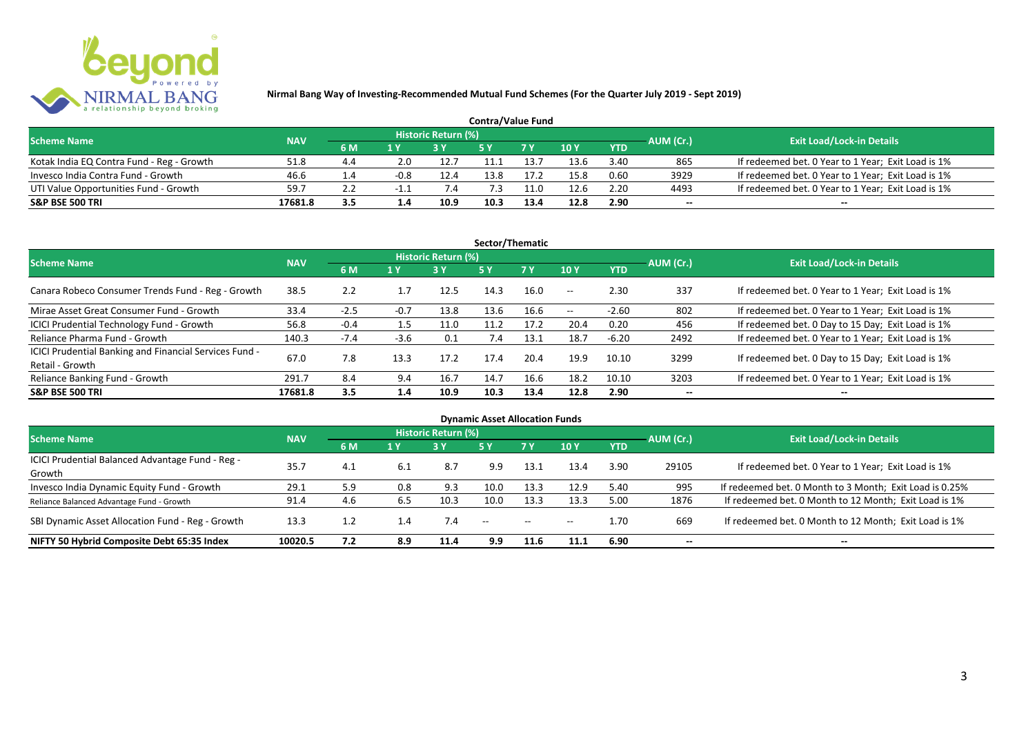**Nirmal Bang Way of Investing-Recommended Mutual Fund Schemes (For the Quarter July 2019 - Sept 2019)**

## Contra/Value Fund

| Scheme Name | NAV | Historic Return (%) | | | | | | | AUM (Cr.) | Exit Load/Lock-in Details |
|---|---|---|---|---|---|---|---|---|---|---|
| | | 6 M | 1 Y | 3 Y | 5 Y | 7 Y | 10 Y | YTD | | |
| Kotak India EQ Contra Fund - Reg - Growth | 51.8 | 4.4 | 2.0 | 12.7 | 11.1 | 13.7 | 13.6 | 3.40 | 865 | If redeemed bet. 0 Year to 1 Year; Exit Load is 1% |
| Invesco India Contra Fund - Growth | 46.6 | 1.4 | -0.8 | 12.4 | 13.8 | 17.2 | 15.8 | 0.60 | 3929 | If redeemed bet. 0 Year to 1 Year; Exit Load is 1% |
| UTI Value Opportunities Fund - Growth | 59.7 | 2.2 | -1.1 | 7.4 | 7.3 | 11.0 | 12.6 | 2.20 | 4493 | If redeemed bet. 0 Year to 1 Year; Exit Load is 1% |
| **S&P BSE 500 TRI** | **17681.8** | **3.5** | **1.4** | **10.9** | **10.3** | **13.4** | **12.8** | **2.90** | -- | -- |

## Sector/Thematic

| Scheme Name | NAV | Historic Return (%) | | | | | | | AUM (Cr.) | Exit Load/Lock-in Details |
|---|---|---|---|---|---|---|---|---|---|---|
| | | 6 M | 1 Y | 3 Y | 5 Y | 7 Y | 10 Y | YTD | | |
| Canara Robeco Consumer Trends Fund - Reg - Growth | 38.5 | 2.2 | 1.7 | 12.5 | 14.3 | 16.0 | -- | 2.30 | 337 | If redeemed bet. 0 Year to 1 Year; Exit Load is 1% |
| Mirae Asset Great Consumer Fund - Growth | 33.4 | -2.5 | -0.7 | 13.8 | 13.6 | 16.6 | -- | -2.60 | 802 | If redeemed bet. 0 Year to 1 Year; Exit Load is 1% |
| ICICI Prudential Technology Fund - Growth | 56.8 | -0.4 | 1.5 | 11.0 | 11.2 | 17.2 | 20.4 | 0.20 | 456 | If redeemed bet. 0 Day to 15 Day; Exit Load is 1% |
| Reliance Pharma Fund - Growth | 140.3 | -7.4 | -3.6 | 0.1 | 7.4 | 13.1 | 18.7 | -6.20 | 2492 | If redeemed bet. 0 Year to 1 Year; Exit Load is 1% |
| ICICI Prudential Banking and Financial Services Fund - Retail - Growth | 67.0 | 7.8 | 13.3 | 17.2 | 17.4 | 20.4 | 19.9 | 10.10 | 3299 | If redeemed bet. 0 Day to 15 Day; Exit Load is 1% |
| Reliance Banking Fund - Growth | 291.7 | 8.4 | 9.4 | 16.7 | 14.7 | 16.6 | 18.2 | 10.10 | 3203 | If redeemed bet. 0 Year to 1 Year; Exit Load is 1% |
| **S&P BSE 500 TRI** | **17681.8** | **3.5** | **1.4** | **10.9** | **10.3** | **13.4** | **12.8** | **2.90** | -- | -- |

## Dynamic Asset Allocation Funds

| Scheme Name | NAV | Historic Return (%) | | | | | | | AUM (Cr.) | Exit Load/Lock-in Details |
|---|---|---|---|---|---|---|---|---|---|---|
| | | 6 M | 1 Y | 3 Y | 5 Y | 7 Y | 10 Y | YTD | | |
| ICICI Prudential Balanced Advantage Fund - Reg - Growth | 35.7 | 4.1 | 6.1 | 8.7 | 9.9 | 13.1 | 13.4 | 3.90 | 29105 | If redeemed bet. 0 Year to 1 Year; Exit Load is 1% |
| Invesco India Dynamic Equity Fund - Growth | 29.1 | 5.9 | 0.8 | 9.3 | 10.0 | 13.3 | 12.9 | 5.40 | 995 | If redeemed bet. 0 Month to 3 Month; Exit Load is 0.25% |
| Reliance Balanced Advantage Fund - Growth | 91.4 | 4.6 | 6.5 | 10.3 | 10.0 | 13.3 | 13.3 | 5.00 | 1876 | If redeemed bet. 0 Month to 12 Month; Exit Load is 1% |
| SBI Dynamic Asset Allocation Fund - Reg - Growth | 13.3 | 1.2 | 1.4 | 7.4 | -- | -- | -- | 1.70 | 669 | If redeemed bet. 0 Month to 12 Month; Exit Load is 1% |
| **NIFTY 50 Hybrid Composite Debt 65:35 Index** | **10020.5** | **7.2** | **8.9** | **11.4** | **9.9** | **11.6** | **11.1** | **6.90** | -- | -- |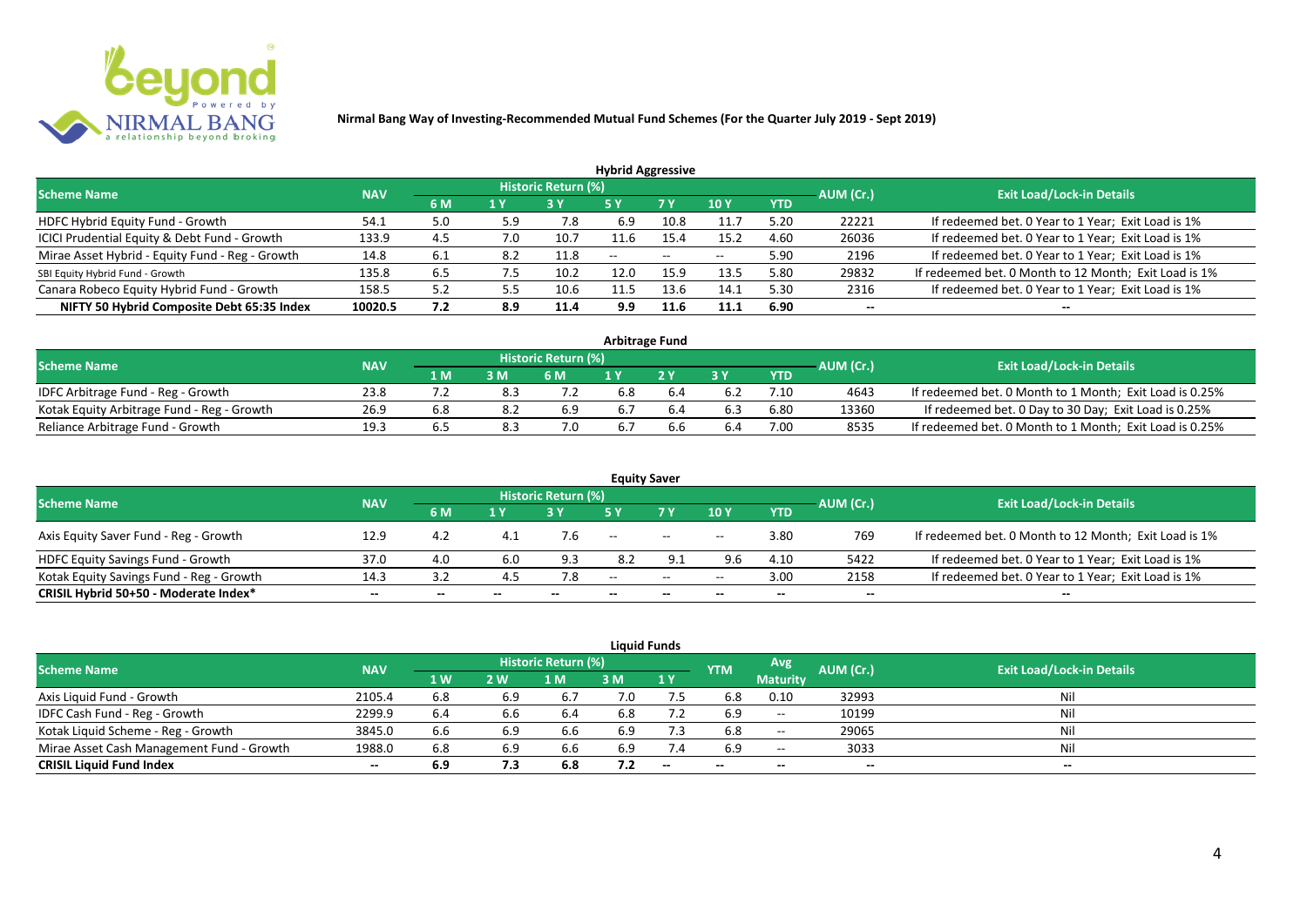# Nirmal Bang Way of Investing-Recommended Mutual Fund Schemes (For the Quarter July 2019 - Sept 2019)

## Hybrid Aggressive

| Scheme Name | NAV | Historic Return (%) | | | | | | | AUM (Cr.) | Exit Load/Lock-in Details |
|---|---|---|---|---|---|---|---|---|---|---|
| | | 6 M | 1 Y | 3 Y | 5 Y | 7 Y | 10 Y | YTD | | |
| HDFC Hybrid Equity Fund - Growth | 54.1 | 5.0 | 5.9 | 7.8 | 6.9 | 10.8 | 11.7 | 5.20 | 22221 | If redeemed bet. 0 Year to 1 Year; Exit Load is 1% |
| ICICI Prudential Equity & Debt Fund - Growth | 133.9 | 4.5 | 7.0 | 10.7 | 11.6 | 15.4 | 15.2 | 4.60 | 26036 | If redeemed bet. 0 Year to 1 Year; Exit Load is 1% |
| Mirae Asset Hybrid - Equity Fund - Reg - Growth | 14.8 | 6.1 | 8.2 | 11.8 | -- | -- | -- | 5.90 | 2196 | If redeemed bet. 0 Year to 1 Year; Exit Load is 1% |
| SBI Equity Hybrid Fund - Growth | 135.8 | 6.5 | 7.5 | 10.2 | 12.0 | 15.9 | 13.5 | 5.80 | 29832 | If redeemed bet. 0 Month to 12 Month; Exit Load is 1% |
| Canara Robeco Equity Hybrid Fund - Growth | 158.5 | 5.2 | 5.5 | 10.6 | 11.5 | 13.6 | 14.1 | 5.30 | 2316 | If redeemed bet. 0 Year to 1 Year; Exit Load is 1% |
| **NIFTY 50 Hybrid Composite Debt 65:35 Index** | **10020.5** | **7.2** | **8.9** | **11.4** | **9.9** | **11.6** | **11.1** | **6.90** | **--** | **--** |

## Arbitrage Fund

| Scheme Name | NAV | Historic Return (%) | | | | | | | AUM (Cr.) | Exit Load/Lock-in Details |
|---|---|---|---|---|---|---|---|---|---|---|
| | | 1 M | 3 M | 6 M | 1 Y | 2 Y | 3 Y | YTD | | |
| IDFC Arbitrage Fund - Reg - Growth | 23.8 | 7.2 | 8.3 | 7.2 | 6.8 | 6.4 | 6.2 | 7.10 | 4643 | If redeemed bet. 0 Month to 1 Month; Exit Load is 0.25% |
| Kotak Equity Arbitrage Fund - Reg - Growth | 26.9 | 6.8 | 8.2 | 6.9 | 6.7 | 6.4 | 6.3 | 6.80 | 13360 | If redeemed bet. 0 Day to 30 Day; Exit Load is 0.25% |
| Reliance Arbitrage Fund - Growth | 19.3 | 6.5 | 8.3 | 7.0 | 6.7 | 6.6 | 6.4 | 7.00 | 8535 | If redeemed bet. 0 Month to 1 Month; Exit Load is 0.25% |

## Equity Saver

| Scheme Name | NAV | Historic Return (%) | | | | | | | AUM (Cr.) | Exit Load/Lock-in Details |
|---|---|---|---|---|---|---|---|---|---|---|
| | | 6 M | 1 Y | 3 Y | 5 Y | 7 Y | 10 Y | YTD | | |
| Axis Equity Saver Fund - Reg - Growth | 12.9 | 4.2 | 4.1 | 7.6 | -- | -- | -- | 3.80 | 769 | If redeemed bet. 0 Month to 12 Month; Exit Load is 1% |
| HDFC Equity Savings Fund - Growth | 37.0 | 4.0 | 6.0 | 9.3 | 8.2 | 9.1 | 9.6 | 4.10 | 5422 | If redeemed bet. 0 Year to 1 Year; Exit Load is 1% |
| Kotak Equity Savings Fund - Reg - Growth | 14.3 | 3.2 | 4.5 | 7.8 | -- | -- | -- | 3.00 | 2158 | If redeemed bet. 0 Year to 1 Year; Exit Load is 1% |
| **CRISIL Hybrid 50+50 - Moderate Index*** | **--** | **--** | **--** | **--** | **--** | **--** | **--** | **--** | **--** | **--** |

## Liquid Funds

| Scheme Name | NAV | Historic Return (%) | | | | | YTM | Avg Maturity | AUM (Cr.) | Exit Load/Lock-in Details |
|---|---|---|---|---|---|---|---|---|---|---|
| | | 1 W | 2 W | 1 M | 3 M | 1 Y | | | | |
| Axis Liquid Fund - Growth | 2105.4 | 6.8 | 6.9 | 6.7 | 7.0 | 7.5 | 6.8 | 0.10 | 32993 | Nil |
| IDFC Cash Fund - Reg - Growth | 2299.9 | 6.4 | 6.6 | 6.4 | 6.8 | 7.2 | 6.9 | -- | 10199 | Nil |
| Kotak Liquid Scheme - Reg - Growth | 3845.0 | 6.6 | 6.9 | 6.6 | 6.9 | 7.3 | 6.8 | -- | 29065 | Nil |
| Mirae Asset Cash Management Fund - Growth | 1988.0 | 6.8 | 6.9 | 6.6 | 6.9 | 7.4 | 6.9 | -- | 3033 | Nil |
| **CRISIL Liquid Fund Index** | **--** | **6.9** | **7.3** | **6.8** | **7.2** | **--** | **--** | **--** | **--** | **--** |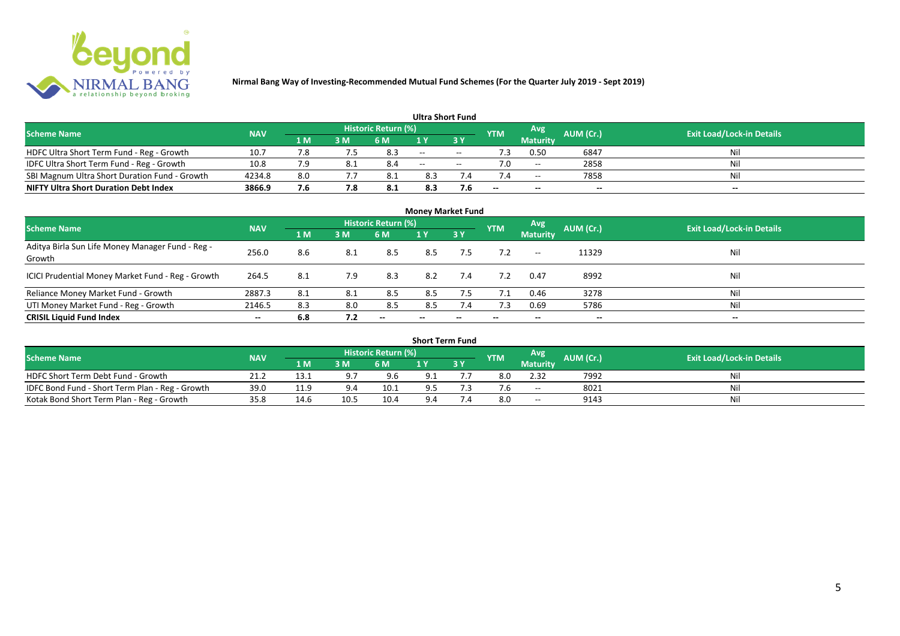**Nirmal Bang Way of Investing-Recommended Mutual Fund Schemes (For the Quarter July 2019 - Sept 2019)**

## Ultra Short Fund

| Scheme Name | NAV | Historic Return (%) | | | | | YTM | Avg Maturity | AUM (Cr.) | Exit Load/Lock-in Details |
|---|---|---|---|---|---|---|---|---|---|---|
| | | 1 M | 3 M | 6 M | 1 Y | 3 Y | | | | |
| HDFC Ultra Short Term Fund - Reg - Growth | 10.7 | 7.8 | 7.5 | 8.3 | -- | -- | 7.3 | 0.50 | 6847 | Nil |
| IDFC Ultra Short Term Fund - Reg - Growth | 10.8 | 7.9 | 8.1 | 8.4 | -- | -- | 7.0 | -- | 2858 | Nil |
| SBI Magnum Ultra Short Duration Fund - Growth | 4234.8 | 8.0 | 7.7 | 8.1 | 8.3 | 7.4 | 7.4 | -- | 7858 | Nil |
| **NIFTY Ultra Short Duration Debt Index** | **3866.9** | **7.6** | **7.8** | **8.1** | **8.3** | **7.6** | **--** | **--** | **--** | **--** |

## Money Market Fund

| Scheme Name | NAV | Historic Return (%) | | | | | YTM | Avg Maturity | AUM (Cr.) | Exit Load/Lock-in Details |
|---|---|---|---|---|---|---|---|---|---|---|
| | | 1 M | 3 M | 6 M | 1 Y | 3 Y | | | | |
| Aditya Birla Sun Life Money Manager Fund - Reg - Growth | 256.0 | 8.6 | 8.1 | 8.5 | 8.5 | 7.5 | 7.2 | -- | 11329 | Nil |
| ICICI Prudential Money Market Fund - Reg - Growth | 264.5 | 8.1 | 7.9 | 8.3 | 8.2 | 7.4 | 7.2 | 0.47 | 8992 | Nil |
| Reliance Money Market Fund - Growth | 2887.3 | 8.1 | 8.1 | 8.5 | 8.5 | 7.5 | 7.1 | 0.46 | 3278 | Nil |
| UTI Money Market Fund - Reg - Growth | 2146.5 | 8.3 | 8.0 | 8.5 | 8.5 | 7.4 | 7.3 | 0.69 | 5786 | Nil |
| **CRISIL Liquid Fund Index** | **--** | **6.8** | **7.2** | **--** | **--** | **--** | **--** | **--** | **--** | **--** |

## Short Term Fund

| Scheme Name | NAV | Historic Return (%) | | | | | YTM | Avg Maturity | AUM (Cr.) | Exit Load/Lock-in Details |
|---|---|---|---|---|---|---|---|---|---|---|
| | | 1 M | 3 M | 6 M | 1 Y | 3 Y | | | | |
| HDFC Short Term Debt Fund - Growth | 21.2 | 13.1 | 9.7 | 9.6 | 9.1 | 7.7 | 8.0 | 2.32 | 7992 | Nil |
| IDFC Bond Fund - Short Term Plan - Reg - Growth | 39.0 | 11.9 | 9.4 | 10.1 | 9.5 | 7.3 | 7.6 | -- | 8021 | Nil |
| Kotak Bond Short Term Plan - Reg - Growth | 35.8 | 14.6 | 10.5 | 10.4 | 9.4 | 7.4 | 8.0 | -- | 9143 | Nil |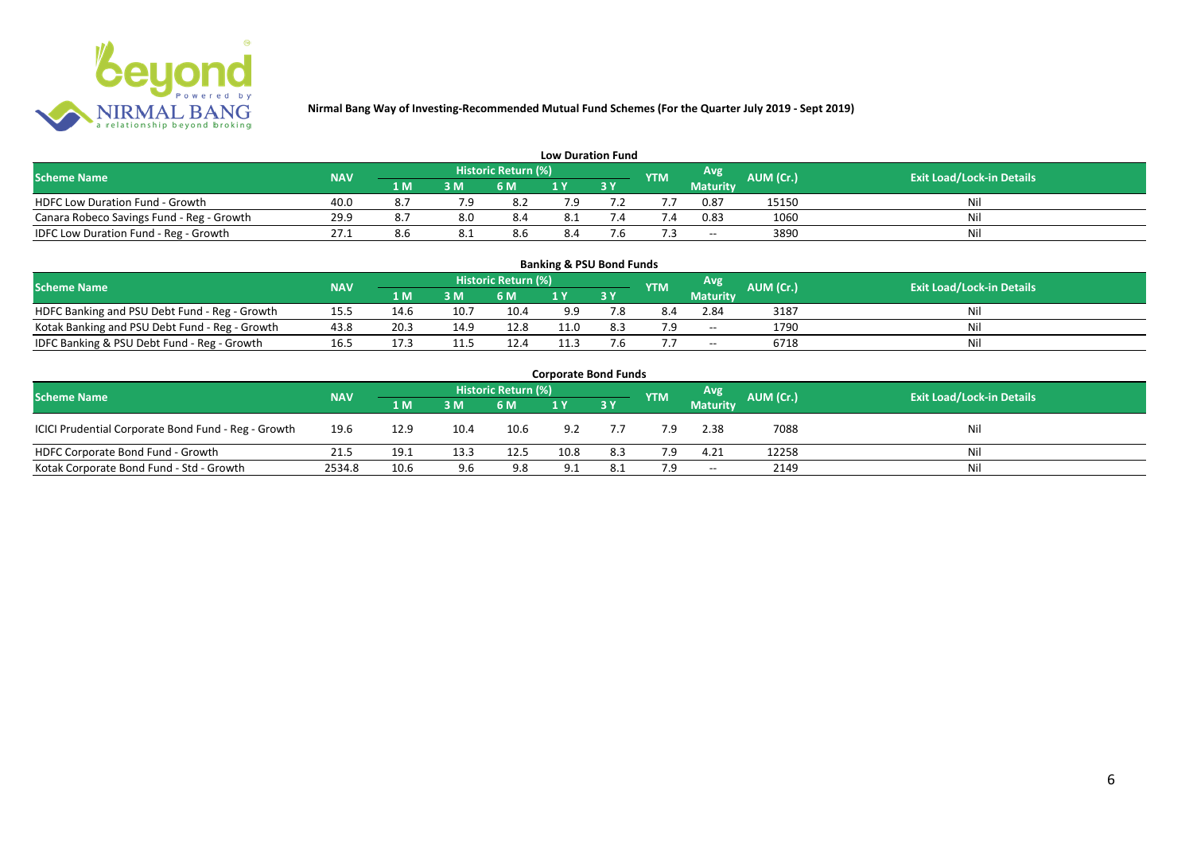# Nirmal Bang Way of Investing-Recommended Mutual Fund Schemes (For the Quarter July 2019 - Sept 2019)

## Low Duration Fund

| Scheme Name | NAV | Historic Return (%) | | | | | YTM | Avg Maturity | AUM (Cr.) | Exit Load/Lock-in Details |
|---|---|---|---|---|---|---|---|---|---|---|
| | | 1 M | 3 M | 6 M | 1 Y | 3 Y | | | | |
| HDFC Low Duration Fund - Growth | 40.0 | 8.7 | 7.9 | 8.2 | 7.9 | 7.2 | 7.7 | 0.87 | 15150 | Nil |
| Canara Robeco Savings Fund - Reg - Growth | 29.9 | 8.7 | 8.0 | 8.4 | 8.1 | 7.4 | 7.4 | 0.83 | 1060 | Nil |
| IDFC Low Duration Fund - Reg - Growth | 27.1 | 8.6 | 8.1 | 8.6 | 8.4 | 7.6 | 7.3 | -- | 3890 | Nil |

## Banking & PSU Bond Funds

| Scheme Name | NAV | Historic Return (%) | | | | | YTM | Avg Maturity | AUM (Cr.) | Exit Load/Lock-in Details |
|---|---|---|---|---|---|---|---|---|---|---|
| | | 1 M | 3 M | 6 M | 1 Y | 3 Y | | | | |
| HDFC Banking and PSU Debt Fund - Reg - Growth | 15.5 | 14.6 | 10.7 | 10.4 | 9.9 | 7.8 | 8.4 | 2.84 | 3187 | Nil |
| Kotak Banking and PSU Debt Fund - Reg - Growth | 43.8 | 20.3 | 14.9 | 12.8 | 11.0 | 8.3 | 7.9 | -- | 1790 | Nil |
| IDFC Banking & PSU Debt Fund - Reg - Growth | 16.5 | 17.3 | 11.5 | 12.4 | 11.3 | 7.6 | 7.7 | -- | 6718 | Nil |

## Corporate Bond Funds

| Scheme Name | NAV | Historic Return (%) | | | | | YTM | Avg Maturity | AUM (Cr.) | Exit Load/Lock-in Details |
|---|---|---|---|---|---|---|---|---|---|---|
| | | 1 M | 3 M | 6 M | 1 Y | 3 Y | | | | |
| ICICI Prudential Corporate Bond Fund - Reg - Growth | 19.6 | 12.9 | 10.4 | 10.6 | 9.2 | 7.7 | 7.9 | 2.38 | 7088 | Nil |
| HDFC Corporate Bond Fund - Growth | 21.5 | 19.1 | 13.3 | 12.5 | 10.8 | 8.3 | 7.9 | 4.21 | 12258 | Nil |
| Kotak Corporate Bond Fund - Std - Growth | 2534.8 | 10.6 | 9.6 | 9.8 | 9.1 | 8.1 | 7.9 | -- | 2149 | Nil |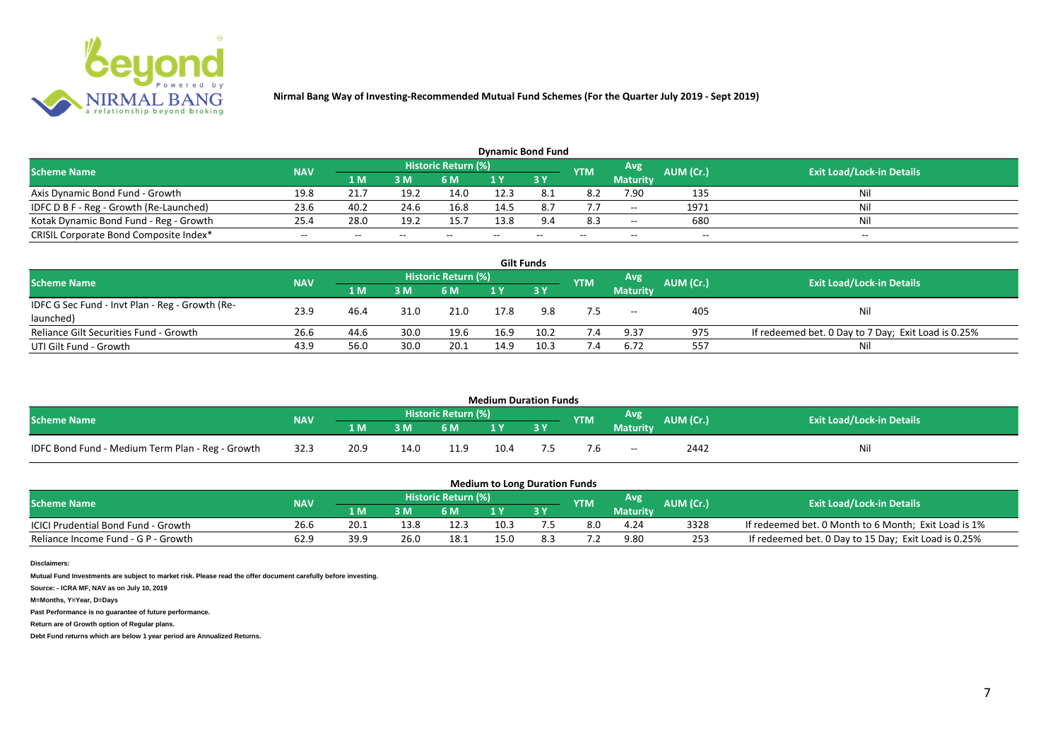# Nirmal Bang Way of Investing-Recommended Mutual Fund Schemes (For the Quarter July 2019 - Sept 2019)

### Dynamic Bond Fund

| Scheme Name | NAV | Historic Return (%) | | | | | YTM | Avg Maturity | AUM (Cr.) | Exit Load/Lock-in Details |
|---|---|---|---|---|---|---|---|---|---|---|
| | | 1 M | 3 M | 6 M | 1 Y | 3 Y | | | | |
| Axis Dynamic Bond Fund - Growth | 19.8 | 21.7 | 19.2 | 14.0 | 12.3 | 8.1 | 8.2 | 7.90 | 135 | Nil |
| IDFC D B F - Reg - Growth (Re-Launched) | 23.6 | 40.2 | 24.6 | 16.8 | 14.5 | 8.7 | 7.7 | -- | 1971 | Nil |
| Kotak Dynamic Bond Fund - Reg - Growth | 25.4 | 28.0 | 19.2 | 15.7 | 13.8 | 9.4 | 8.3 | -- | 680 | Nil |
| CRISIL Corporate Bond Composite Index* | -- | -- | -- | -- | -- | -- | -- | -- | -- | -- |

### Gilt Funds

| Scheme Name | NAV | Historic Return (%) | | | | | YTM | Avg Maturity | AUM (Cr.) | Exit Load/Lock-in Details |
|---|---|---|---|---|---|---|---|---|---|---|
| | | 1 M | 3 M | 6 M | 1 Y | 3 Y | | | | |
| IDFC G Sec Fund - Invt Plan - Reg - Growth (Re-launched) | 23.9 | 46.4 | 31.0 | 21.0 | 17.8 | 9.8 | 7.5 | -- | 405 | Nil |
| Reliance Gilt Securities Fund - Growth | 26.6 | 44.6 | 30.0 | 19.6 | 16.9 | 10.2 | 7.4 | 9.37 | 975 | If redeemed bet. 0 Day to 7 Day; Exit Load is 0.25% |
| UTI Gilt Fund - Growth | 43.9 | 56.0 | 30.0 | 20.1 | 14.9 | 10.3 | 7.4 | 6.72 | 557 | Nil |

### Medium Duration Funds

| Scheme Name | NAV | Historic Return (%) | | | | | YTM | Avg Maturity | AUM (Cr.) | Exit Load/Lock-in Details |
|---|---|---|---|---|---|---|---|---|---|---|
| | | 1 M | 3 M | 6 M | 1 Y | 3 Y | | | | |
| IDFC Bond Fund - Medium Term Plan - Reg - Growth | 32.3 | 20.9 | 14.0 | 11.9 | 10.4 | 7.5 | 7.6 | -- | 2442 | Nil |

### Medium to Long Duration Funds

| Scheme Name | NAV | Historic Return (%) | | | | | YTM | Avg Maturity | AUM (Cr.) | Exit Load/Lock-in Details |
|---|---|---|---|---|---|---|---|---|---|---|
| | | 1 M | 3 M | 6 M | 1 Y | 3 Y | | | | |
| ICICI Prudential Bond Fund - Growth | 26.6 | 20.1 | 13.8 | 12.3 | 10.3 | 7.5 | 8.0 | 4.24 | 3328 | If redeemed bet. 0 Month to 6 Month; Exit Load is 1% |
| Reliance Income Fund - G P - Growth | 62.9 | 39.9 | 26.0 | 18.1 | 15.0 | 8.3 | 7.2 | 9.80 | 253 | If redeemed bet. 0 Day to 15 Day; Exit Load is 0.25% |

**Disclaimers:**

**Mutual Fund Investments are subject to market risk. Please read the offer document carefully before investing.**

**Source: - ICRA MF, NAV as on July 10, 2019**

**M=Months, Y=Year, D=Days**

**Past Performance is no guarantee of future performance.**

**Return are of Growth option of Regular plans.**

**Debt Fund returns which are below 1 year period are Annualized Returns.**